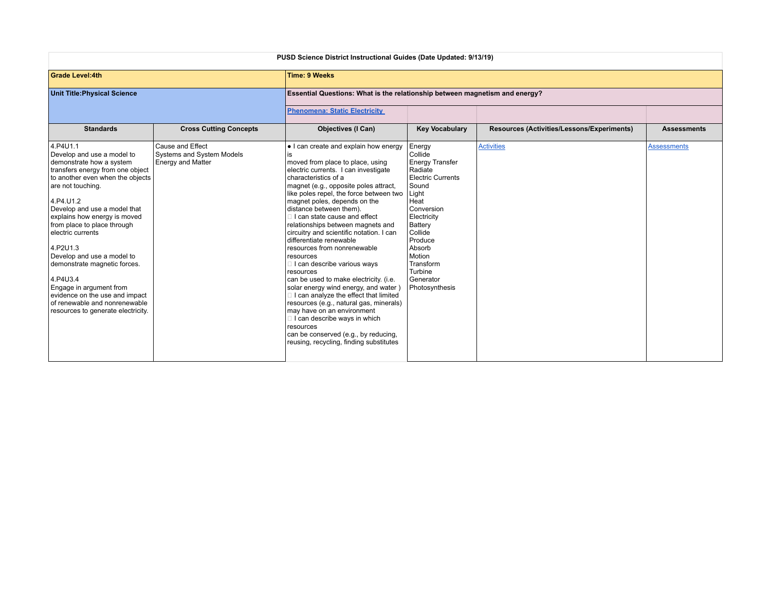**PUSD Science District Instructional Guides (Date Updated: 9/13/19)**

| **Grade Level:4th** | | **Time: 9 Weeks** | | | |
|---|---|---|---|---|---|
| **Unit Title:Physical Science** | | **Essential Questions: What is the relationship between magnetism and energy?** | | | |
| | | **Phenomena: Static Electricity** | | | |
| **Standards** | **Cross Cutting Concepts** | **Objectives (I Can)** | **Key Vocabulary** | **Resources (Activities/Lessons/Experiments)** | **Assessments** |
| 4.P4U1.1<br>Develop and use a model to demonstrate how a system transfers energy from one object to another even when the objects are not touching.<br><br>4.P4.U1.2<br>Develop and use a model that explains how energy is moved from place to place through electric currents<br><br>4.P2U1.3<br>Develop and use a model to demonstrate magnetic forces.<br><br>4.P4U3.4<br>Engage in argument from evidence on the use and impact of renewable and nonrenewable resources to generate electricity. | Cause and Effect<br>Systems and System Models<br>Energy and Matter | • I can create and explain how energy is moved from place to place, using electric currents. I can investigate characteristics of a magnet (e.g., opposite poles attract, like poles repel, the force between two magnet poles, depends on the distance between them).<br>• I can state cause and effect relationships between magnets and circuitry and scientific notation. I can differentiate renewable resources from nonrenewable resources<br>• I can describe various ways resources can be used to make electricity. (i.e. solar energy wind energy, and water )<br>• I can analyze the effect that limited resources (e.g., natural gas, minerals) may have on an environment<br>• I can describe ways in which resources can be conserved (e.g., by reducing, reusing, recycling, finding substitutes | Energy<br>Collide<br>Energy Transfer<br>Radiate<br>Electric Currents<br>Sound<br>Light<br>Heat<br>Conversion<br>Electricity<br>Battery<br>Collide<br>Produce<br>Absorb<br>Motion<br>Transform<br>Turbine<br>Generator<br>Photosynthesis | Activities | Assessments |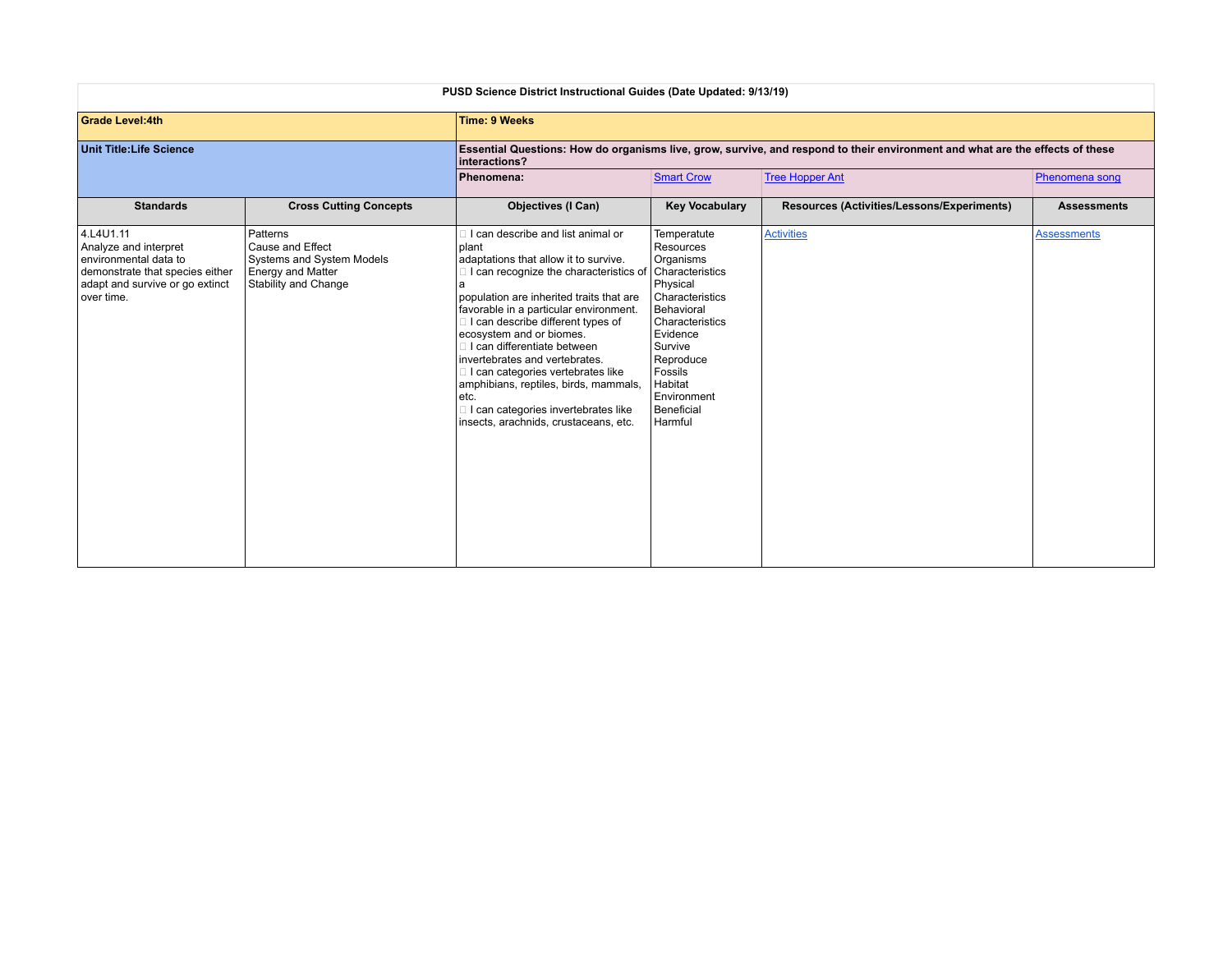**PUSD Science District Instructional Guides (Date Updated: 9/13/19)**

| **Grade Level:4th** | | **Time: 9 Weeks** | | | |
|---|---|---|---|---|---|
| **Unit Title:Life Science** | | **Essential Questions: How do organisms live, grow, survive, and respond to their environment and what are the effects of these interactions?** | | | |
| | | **Phenomena:** | Smart Crow | Tree Hopper Ant | Phenomena song |
| **Standards** | **Cross Cutting Concepts** | **Objectives (I Can)** | **Key Vocabulary** | **Resources (Activities/Lessons/Experiments)** | **Assessments** |
| 4.L4U1.11<br>Analyze and interpret environmental data to demonstrate that species either adapt and survive or go extinct over time. | Patterns<br>Cause and Effect<br>Systems and System Models<br>Energy and Matter<br>Stability and Change | I can describe and list animal or plant adaptations that allow it to survive.<br>I can recognize the characteristics of a population are inherited traits that are favorable in a particular environment.<br>I can describe different types of ecosystem and or biomes.<br>I can differentiate between invertebrates and vertebrates.<br>I can categories vertebrates like amphibians, reptiles, birds, mammals, etc.<br>I can categories invertebrates like insects, arachnids, crustaceans, etc. | Temperatute<br>Resources<br>Organisms<br>Characteristics<br>Physical<br>Characteristics<br>Behavioral<br>Characteristics<br>Evidence<br>Survive<br>Reproduce<br>Fossils<br>Habitat<br>Environment<br>Beneficial<br>Harmful | Activities | Assessments |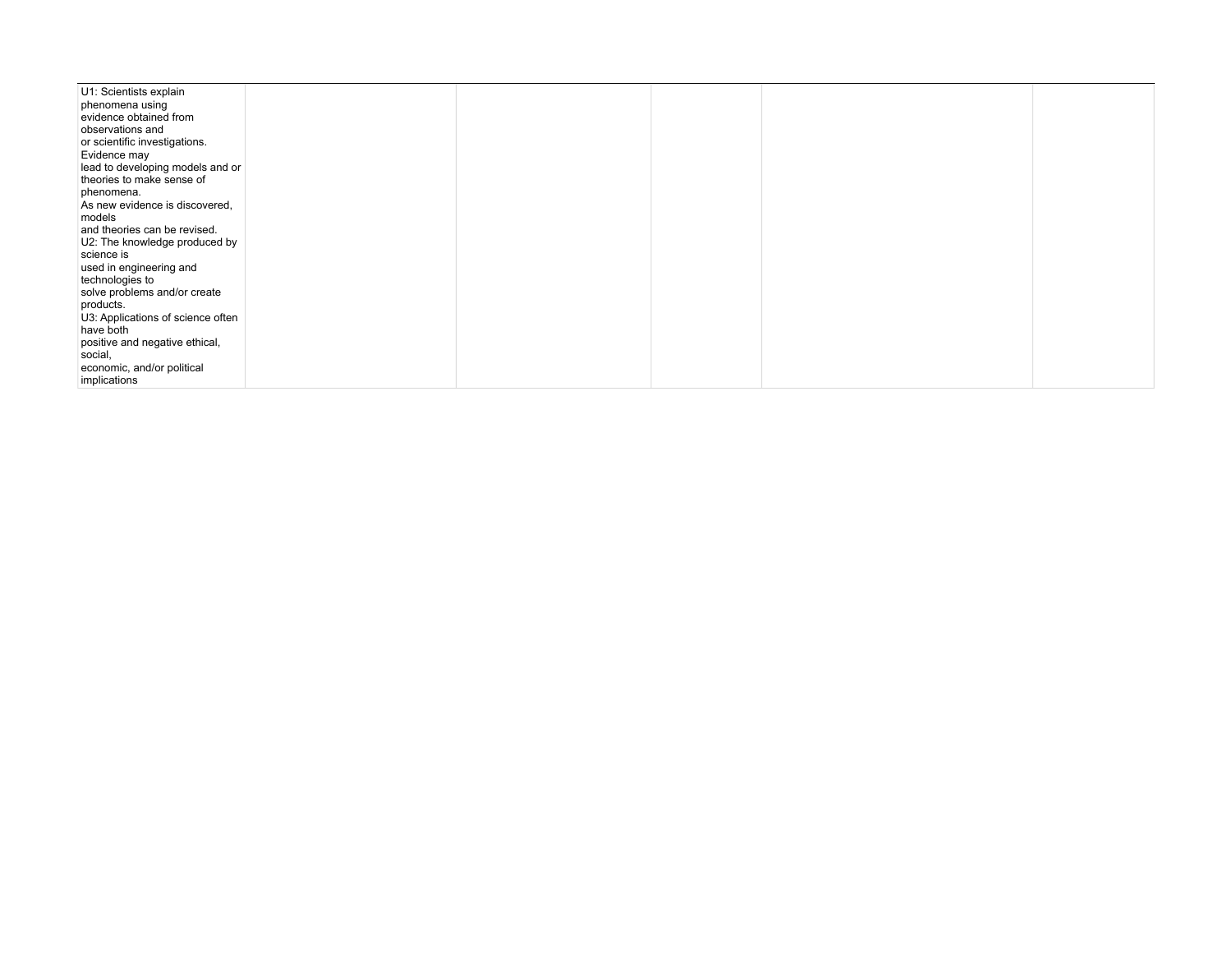| | | | | | |
|---|---|---|---|---|---|
| U1: Scientists explain phenomena using evidence obtained from observations and or scientific investigations. Evidence may lead to developing models and or theories to make sense of phenomena. As new evidence is discovered, models and theories can be revised. U2: The knowledge produced by science is used in engineering and technologies to solve problems and/or create products. U3: Applications of science often have both positive and negative ethical, social, economic, and/or political implications | | | | | |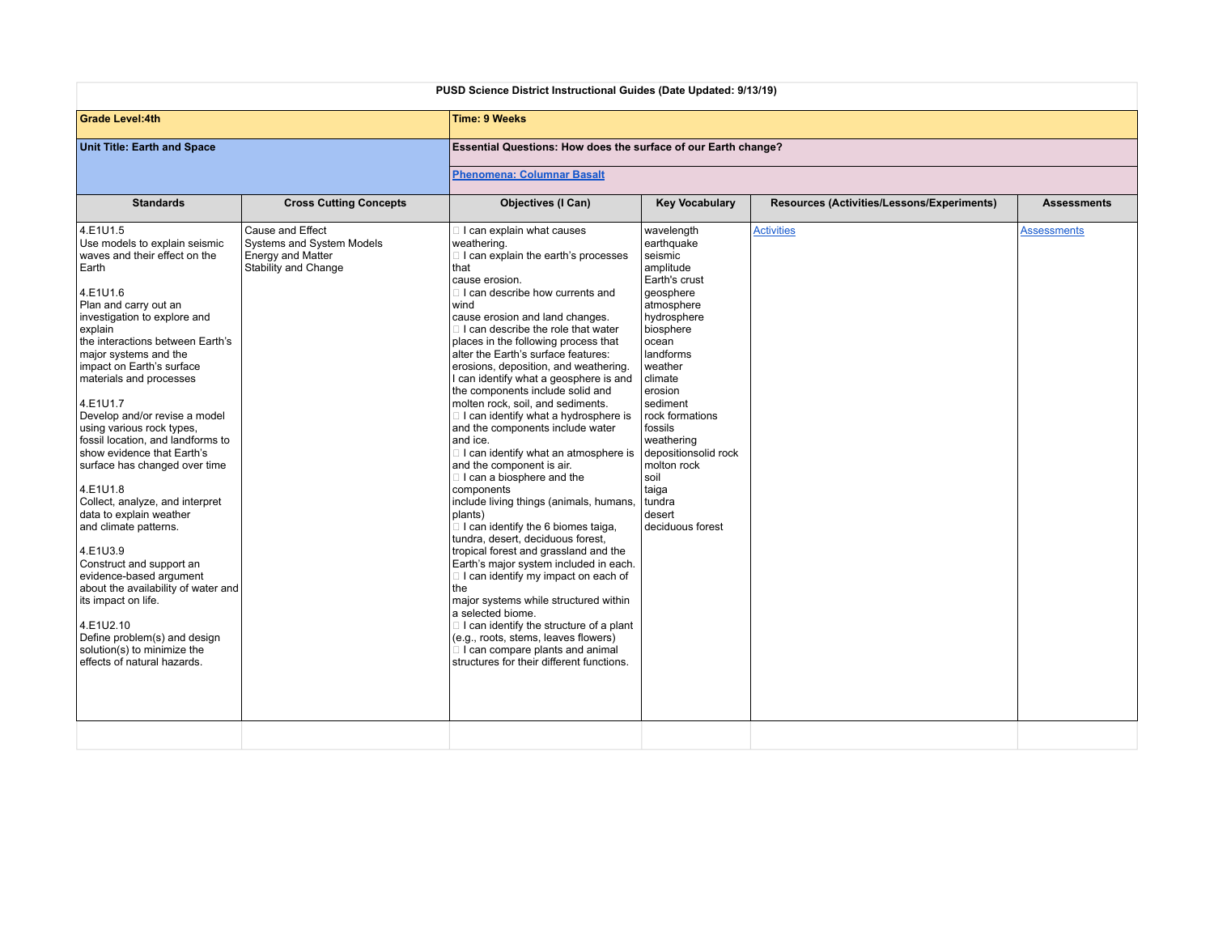**PUSD Science District Instructional Guides (Date Updated: 9/13/19)**

| **Grade Level:4th** | | **Time: 9 Weeks** | | | |
|---|---|---|---|---|---|
| **Unit Title: Earth and Space** | | **Essential Questions: How does the surface of our Earth change?**<br><br>**Phenomena: Columnar Basalt** | | | |
| **Standards** | **Cross Cutting Concepts** | **Objectives (I Can)** | **Key Vocabulary** | **Resources (Activities/Lessons/Experiments)** | **Assessments** |
| 4.E1U1.5<br>Use models to explain seismic waves and their effect on the Earth<br><br>4.E1U1.6<br>Plan and carry out an investigation to explore and explain<br>the interactions between Earth's major systems and the<br>impact on Earth's surface materials and processes<br><br>4.E1U1.7<br>Develop and/or revise a model using various rock types,<br>fossil location, and landforms to show evidence that Earth's surface has changed over time<br><br>4.E1U1.8<br>Collect, analyze, and interpret data to explain weather<br>and climate patterns.<br><br>4.E1U3.9<br>Construct and support an evidence-based argument<br>about the availability of water and its impact on life.<br><br>4.E1U2.10<br>Define problem(s) and design solution(s) to minimize the effects of natural hazards. | Cause and Effect<br>Systems and System Models<br>Energy and Matter<br>Stability and Change | I can explain what causes weathering.<br>I can explain the earth's processes that<br>cause erosion.<br>I can describe how currents and wind<br>cause erosion and land changes.<br>I can describe the role that water places in the following process that alter the Earth's surface features: erosions, deposition, and weathering.<br>I can identify what a geosphere is and the components include solid and molten rock, soil, and sediments.<br>I can identify what a hydrosphere is and the components include water and ice.<br>I can identify what an atmosphere is and the component is air.<br>I can a biosphere and the components<br>include living things (animals, humans, plants)<br>I can identify the 6 biomes taiga, tundra, desert, deciduous forest, tropical forest and grassland and the Earth's major system included in each.<br>I can identify my impact on each of the<br>major systems while structured within a selected biome.<br>I can identify the structure of a plant (e.g., roots, stems, leaves flowers)<br>I can compare plants and animal structures for their different functions. | wavelength<br>earthquake<br>seismic<br>amplitude<br>Earth's crust<br>geosphere<br>atmosphere<br>hydrosphere<br>biosphere<br>ocean<br>landforms<br>weather<br>climate<br>erosion<br>sediment<br>rock formations<br>fossils<br>weathering<br>depositionsolid rock<br>molton rock<br>soil<br>taiga<br>tundra<br>desert<br>deciduous forest | Activities | Assessments |
| | | | | | |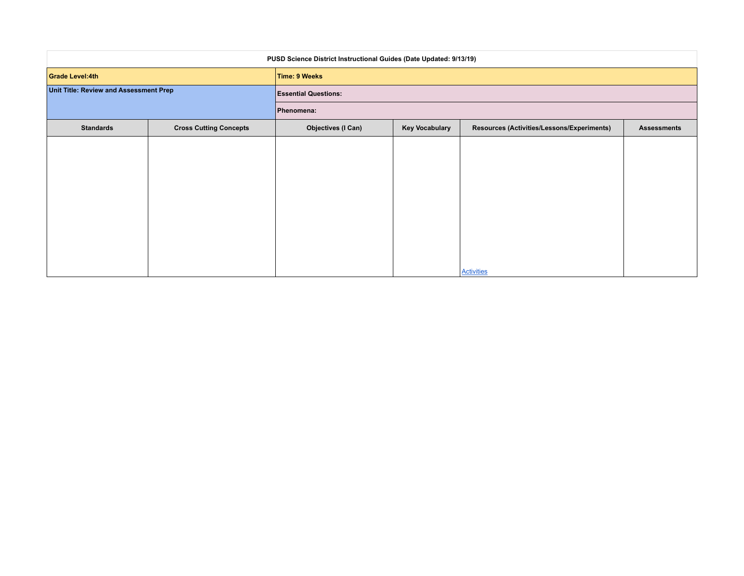| PUSD Science District Instructional Guides (Date Updated: 9/13/19) | | | | | |
|---|---|---|---|---|---|
| **Grade Level:4th** | | **Time: 9 Weeks** | | | |
| **Unit Title: Review and Assessment Prep** | | **Essential Questions:** | | | |
| | | **Phenomena:** | | | |
| **Standards** | **Cross Cutting Concepts** | **Objectives (I Can)** | **Key Vocabulary** | **Resources (Activities/Lessons/Experiments)** | **Assessments** |
| | | | | Activities | |